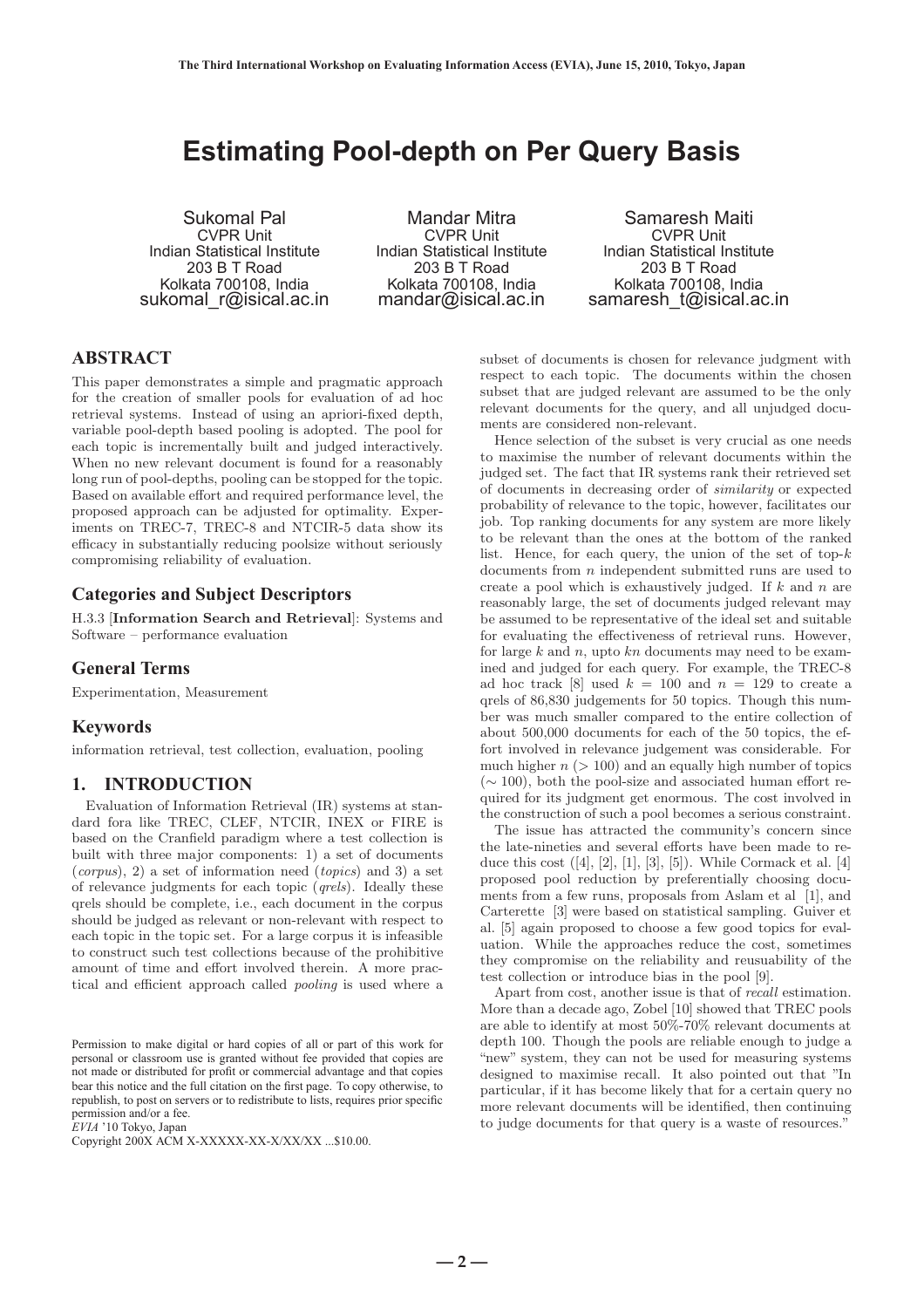# Estimating Pool-depth on Per Query Basis

Sukomal Pal
CVPR Unit
Indian Statistical Institute
203 B T Road
Kolkata 700108, India
sukomal_r@isical.ac.in

Mandar Mitra
CVPR Unit
Indian Statistical Institute
203 B T Road
Kolkata 700108, India
mandar@isical.ac.in

Samaresh Maiti
CVPR Unit
Indian Statistical Institute
203 B T Road
Kolkata 700108, India
samaresh_t@isical.ac.in

## ABSTRACT

This paper demonstrates a simple and pragmatic approach for the creation of smaller pools for evaluation of ad hoc retrieval systems. Instead of using an apriori-fixed depth, variable pool-depth based pooling is adopted. The pool for each topic is incrementally built and judged interactively. When no new relevant document is found for a reasonably long run of pool-depths, pooling can be stopped for the topic. Based on available effort and required performance level, the proposed approach can be adjusted for optimality. Experiments on TREC-7, TREC-8 and NTCIR-5 data show its efficacy in substantially reducing poolsize without seriously compromising reliability of evaluation.

## Categories and Subject Descriptors

H.3.3 [**Information Search and Retrieval**]: Systems and Software – performance evaluation

## General Terms

Experimentation, Measurement

## Keywords

information retrieval, test collection, evaluation, pooling

## 1. INTRODUCTION

Evaluation of Information Retrieval (IR) systems at standard fora like TREC, CLEF, NTCIR, INEX or FIRE is based on the Cranfield paradigm where a test collection is built with three major components: 1) a set of documents (*corpus*), 2) a set of information need (*topics*) and 3) a set of relevance judgments for each topic (*qrels*). Ideally these qrels should be complete, i.e., each document in the corpus should be judged as relevant or non-relevant with respect to each topic in the topic set. For a large corpus it is infeasible to construct such test collections because of the prohibitive amount of time and effort involved therein. A more practical and efficient approach called *pooling* is used where a subset of documents is chosen for relevance judgment with respect to each topic. The documents within the chosen subset that are judged relevant are assumed to be the only relevant documents for the query, and all unjudged documents are considered non-relevant.

Hence selection of the subset is very crucial as one needs to maximise the number of relevant documents within the judged set. The fact that IR systems rank their retrieved set of documents in decreasing order of *similarity* or expected probability of relevance to the topic, however, facilitates our job. Top ranking documents for any system are more likely to be relevant than the ones at the bottom of the ranked list. Hence, for each query, the union of the set of top-$k$ documents from $n$ independent submitted runs are used to create a pool which is exhaustively judged. If $k$ and $n$ are reasonably large, the set of documents judged relevant may be assumed to be representative of the ideal set and suitable for evaluating the effectiveness of retrieval runs. However, for large $k$ and $n$, upto $kn$ documents may need to be examined and judged for each query. For example, the TREC-8 ad hoc track [8] used $k = 100$ and $n = 129$ to create a qrels of 86,830 judgements for 50 topics. Though this number was much smaller compared to the entire collection of about 500,000 documents for each of the 50 topics, the effort involved in relevance judgement was considerable. For much higher $n$ ($> 100$) and an equally high number of topics ($\sim 100$), both the pool-size and associated human effort required for its judgment get enormous. The cost involved in the construction of such a pool becomes a serious constraint.

The issue has attracted the community's concern since the late-nineties and several efforts have been made to reduce this cost ([4], [2], [1], [3], [5]). While Cormack et al. [4] proposed pool reduction by preferentially choosing documents from a few runs, proposals from Aslam et al [1], and Carterette [3] were based on statistical sampling. Guiver et al. [5] again proposed to choose a few good topics for evaluation. While the approaches reduce the cost, sometimes they compromise on the reliability and reusability of the test collection or introduce bias in the pool [9].

Apart from cost, another issue is that of *recall* estimation. More than a decade ago, Zobel [10] showed that TREC pools are able to identify at most 50%-70% relevant documents at depth 100. Though the pools are reliable enough to judge a "new" system, they can not be used for measuring systems designed to maximise recall. It also pointed out that "In particular, if it has become likely that for a certain query no more relevant documents will be identified, then continuing to judge documents for that query is a waste of resources."

Permission to make digital or hard copies of all or part of this work for personal or classroom use is granted without fee provided that copies are not made or distributed for profit or commercial advantage and that copies bear this notice and the full citation on the first page. To copy otherwise, to republish, to post on servers or to redistribute to lists, requires prior specific permission and/or a fee.
*EVIA* '10 Tokyo, Japan
Copyright 200X ACM X-XXXXX-XX-X/XX/XX ...$10.00.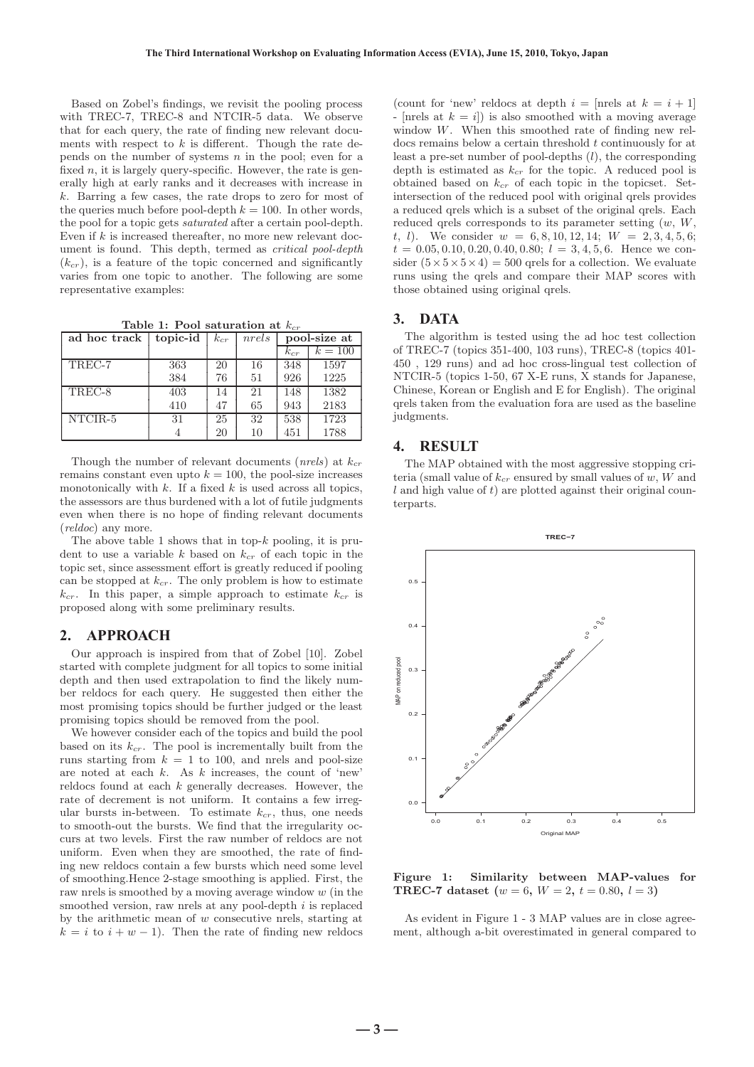Based on Zobel's findings, we revisit the pooling process with TREC-7, TREC-8 and NTCIR-5 data. We observe that for each query, the rate of finding new relevant documents with respect to $k$ is different. Though the rate depends on the number of systems $n$ in the pool; even for a fixed $n$, it is largely query-specific. However, the rate is generally high at early ranks and it decreases with increase in $k$. Barring a few cases, the rate drops to zero for most of the queries much before pool-depth $k = 100$. In other words, the pool for a topic gets *saturated* after a certain pool-depth. Even if $k$ is increased thereafter, no more new relevant document is found. This depth, termed as *critical pool-depth* ($k_{cr}$), is a feature of the topic concerned and significantly varies from one topic to another. The following are some representative examples:

**Table 1: Pool saturation at $k_{cr}$**

| ad hoc track | topic-id | $k_{cr}$ | $nrels$ | pool-size at | |
|---|---|---|---|---|---|
| | | | | $k_{cr}$ | $k = 100$ |
| TREC-7 | 363 | 20 | 16 | 348 | 1597 |
| | 384 | 76 | 51 | 926 | 1225 |
| TREC-8 | 403 | 14 | 21 | 148 | 1382 |
| | 410 | 47 | 65 | 943 | 2183 |
| NTCIR-5 | 31 | 25 | 32 | 538 | 1723 |
| | 4 | 20 | 10 | 451 | 1788 |

Though the number of relevant documents (*nrels*) at $k_{cr}$ remains constant even upto $k = 100$, the pool-size increases monotonically with $k$. If a fixed $k$ is used across all topics, the assessors are thus burdened with a lot of futile judgments even when there is no hope of finding relevant documents (*reldoc*) any more.

The above table 1 shows that in top-$k$ pooling, it is prudent to use a variable $k$ based on $k_{cr}$ of each topic in the topic set, since assessment effort is greatly reduced if pooling can be stopped at $k_{cr}$. The only problem is how to estimate $k_{cr}$. In this paper, a simple approach to estimate $k_{cr}$ is proposed along with some preliminary results.

## 2. APPROACH

Our approach is inspired from that of Zobel [10]. Zobel started with complete judgment for all topics to some initial depth and then used extrapolation to find the likely number reldocs for each query. He suggested then either the most promising topics should be further judged or the least promising topics should be removed from the pool.

We however consider each of the topics and build the pool based on its $k_{cr}$. The pool is incrementally built from the runs starting from $k = 1$ to 100, and nrels and pool-size are noted at each $k$. As $k$ increases, the count of 'new' reldocs found at each $k$ generally decreases. However, the rate of decrement is not uniform. It contains a few irregular bursts in-between. To estimate $k_{cr}$, thus, one needs to smooth-out the bursts. We find that the irregularity occurs at two levels. First the raw number of reldocs are not uniform. Even when they are smoothed, the rate of finding new reldocs contain a few bursts which need some level of smoothing.Hence 2-stage smoothing is applied. First, the raw nrels is smoothed by a moving average window $w$ (in the smoothed version, raw nrels at any pool-depth $i$ is replaced by the arithmetic mean of $w$ consecutive nrels, starting at $k = i$ to $i + w - 1$). Then the rate of finding new reldocs (count for 'new' reldocs at depth $i$ = [nrels at $k = i + 1$] - [nrels at $k = i$]) is also smoothed with a moving average window $W$. When this smoothed rate of finding new reldocs remains below a certain threshold $t$ continuously for at least a pre-set number of pool-depths ($l$), the corresponding depth is estimated as $k_{cr}$ for the topic. A reduced pool is obtained based on $k_{cr}$ of each topic in the topicset. Set-intersection of the reduced pool with original qrels provides a reduced qrels which is a subset of the original qrels. Each reduced qrels corresponds to its parameter setting ($w$, $W$, $t$, $l$). We consider $w = 6, 8, 10, 12, 14$; $W = 2, 3, 4, 5, 6$; $t = 0.05, 0.10, 0.20, 0.40, 0.80$; $l = 3, 4, 5, 6$. Hence we consider $(5 \times 5 \times 5 \times 4) = 500$ qrels for a collection. We evaluate runs using the qrels and compare their MAP scores with those obtained using original qrels.

## 3. DATA

The algorithm is tested using the ad hoc test collection of TREC-7 (topics 351-400, 103 runs), TREC-8 (topics 401-450 , 129 runs) and ad hoc cross-lingual test collection of NTCIR-5 (topics 1-50, 67 X-E runs, X stands for Japanese, Chinese, Korean or English and E for English). The original qrels taken from the evaluation fora are used as the baseline judgments.

## 4. RESULT

The MAP obtained with the most aggressive stopping criteria (small value of $k_{cr}$ ensured by small values of $w$, $W$ and $l$ and high value of $t$) are plotted against their original counterparts.

**Figure 1: Similarity between MAP-values for TREC-7 dataset ($w = 6$, $W = 2$, $t = 0.80$, $l = 3$)**

As evident in Figure 1 - 3 MAP values are in close agreement, although a-bit overestimated in general compared to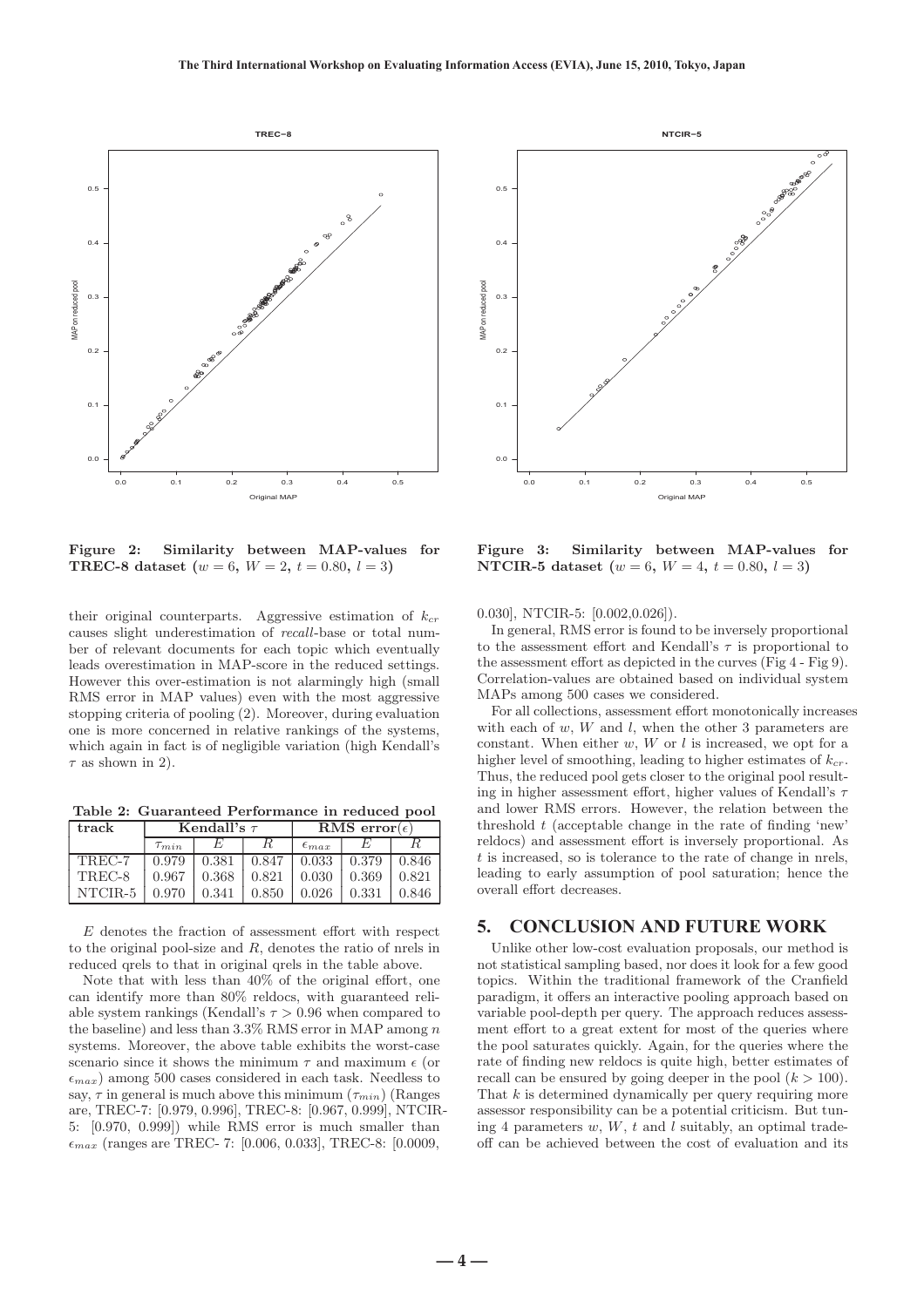Figure 2: Similarity between MAP-values for TREC-8 dataset ($w = 6$, $W = 2$, $t = 0.80$, $l = 3$)

Figure 3: Similarity between MAP-values for NTCIR-5 dataset ($w = 6$, $W = 4$, $t = 0.80$, $l = 3$)

their original counterparts. Aggressive estimation of $k_{cr}$ causes slight underestimation of *recall*-base or total number of relevant documents for each topic which eventually leads overestimation in MAP-score in the reduced settings. However this over-estimation is not alarmingly high (small RMS error in MAP values) even with the most aggressive stopping criteria of pooling (2). Moreover, during evaluation one is more concerned in relative rankings of the systems, which again in fact is of negligible variation (high Kendall's $\tau$ as shown in 2).

**Table 2: Guaranteed Performance in reduced pool**

| track | Kendall's $\tau$ | | | RMS error($\epsilon$) | | |
|---|---|---|---|---|---|---|
| | $\tau_{min}$ | $E$ | $R$ | $\epsilon_{max}$ | $E$ | $R$ |
| TREC-7 | 0.979 | 0.381 | 0.847 | 0.033 | 0.379 | 0.846 |
| TREC-8 | 0.967 | 0.368 | 0.821 | 0.030 | 0.369 | 0.821 |
| NTCIR-5 | 0.970 | 0.341 | 0.850 | 0.026 | 0.331 | 0.846 |

$E$ denotes the fraction of assessment effort with respect to the original pool-size and $R$, denotes the ratio of nrels in reduced qrels to that in original qrels in the table above.

Note that with less than 40% of the original effort, one can identify more than 80% reldocs, with guaranteed reliable system rankings (Kendall's $\tau > 0.96$ when compared to the baseline) and less than 3.3% RMS error in MAP among $n$ systems. Moreover, the above table exhibits the worst-case scenario since it shows the minimum $\tau$ and maximum $\epsilon$ (or $\epsilon_{max}$) among 500 cases considered in each task. Needless to say, $\tau$ in general is much above this minimum ($\tau_{min}$) (Ranges are, TREC-7: [0.979, 0.996], TREC-8: [0.967, 0.999], NTCIR-5: [0.970, 0.999]) while RMS error is much smaller than $\epsilon_{max}$ (ranges are TREC- 7: [0.006, 0.033], TREC-8: [0.0009, 0.030], NTCIR-5: [0.002,0.026]).

In general, RMS error is found to be inversely proportional to the assessment effort and Kendall's $\tau$ is proportional to the assessment effort as depicted in the curves (Fig 4 - Fig 9). Correlation-values are obtained based on individual system MAPs among 500 cases we considered.

For all collections, assessment effort monotonically increases with each of $w$, $W$ and $l$, when the other 3 parameters are constant. When either $w$, $W$ or $l$ is increased, we opt for a higher level of smoothing, leading to higher estimates of $k_{cr}$. Thus, the reduced pool gets closer to the original pool resulting in higher assessment effort, higher values of Kendall's $\tau$ and lower RMS errors. However, the relation between the threshold $t$ (acceptable change in the rate of finding 'new' reldocs) and assessment effort is inversely proportional. As $t$ is increased, so is tolerance to the rate of change in nrels, leading to early assumption of pool saturation; hence the overall effort decreases.

## 5. CONCLUSION AND FUTURE WORK

Unlike other low-cost evaluation proposals, our method is not statistical sampling based, nor does it look for a few good topics. Within the traditional framework of the Cranfield paradigm, it offers an interactive pooling approach based on variable pool-depth per query. The approach reduces assessment effort to a great extent for most of the queries where the pool saturates quickly. Again, for the queries where the rate of finding new reldocs is quite high, better estimates of recall can be ensured by going deeper in the pool ($k > 100$). That $k$ is determined dynamically per query requiring more assessor responsibility can be a potential criticism. But tuning 4 parameters $w$, $W$, $t$ and $l$ suitably, an optimal tradeoff can be achieved between the cost of evaluation and its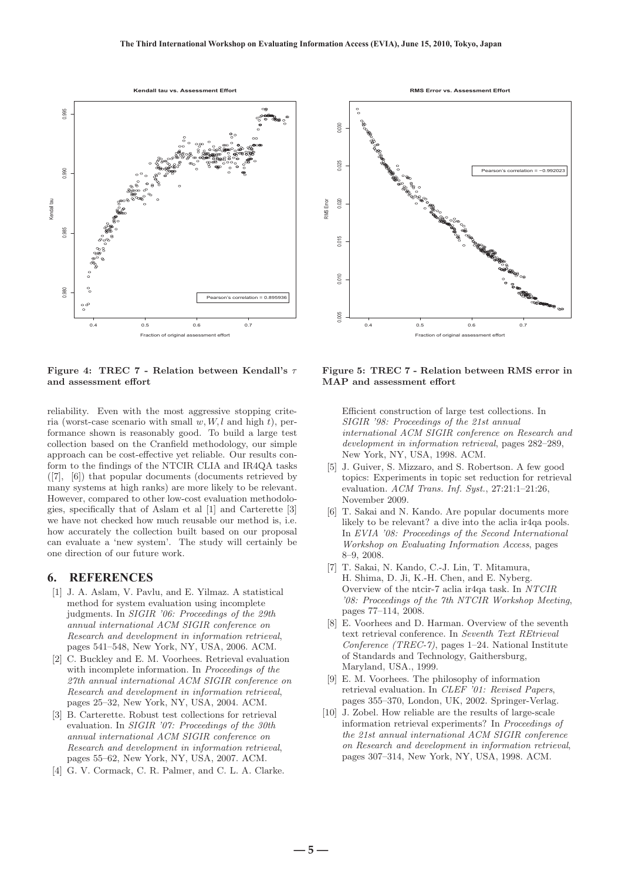Figure 4: TREC 7 - Relation between Kendall's $\tau$ and assessment effort

Figure 5: TREC 7 - Relation between RMS error in MAP and assessment effort

reliability. Even with the most aggressive stopping criteria (worst-case scenario with small $w, W, l$ and high $t$), performance shown is reasonably good. To build a large test collection based on the Cranfield methodology, our simple approach can be cost-effective yet reliable. Our results conform to the findings of the NTCIR CLIA and IR4QA tasks ([7], [6]) that popular documents (documents retrieved by many systems at high ranks) are more likely to be relevant. However, compared to other low-cost evaluation methodologies, specifically that of Aslam et al [1] and Carterette [3] we have not checked how much reusable our method is, i.e. how accurately the collection built based on our proposal can evaluate a 'new system'. The study will certainly be one direction of our future work.

## 6. REFERENCES

[1] J. A. Aslam, V. Pavlu, and E. Yilmaz. A statistical method for system evaluation using incomplete judgments. In *SIGIR '06: Proceedings of the 29th annual international ACM SIGIR conference on Research and development in information retrieval*, pages 541–548, New York, NY, USA, 2006. ACM.

[2] C. Buckley and E. M. Voorhees. Retrieval evaluation with incomplete information. In *Proceedings of the 27th annual international ACM SIGIR conference on Research and development in information retrieval*, pages 25–32, New York, NY, USA, 2004. ACM.

[3] B. Carterette. Robust test collections for retrieval evaluation. In *SIGIR '07: Proceedings of the 30th annual international ACM SIGIR conference on Research and development in information retrieval*, pages 55–62, New York, NY, USA, 2007. ACM.

[4] G. V. Cormack, C. R. Palmer, and C. L. A. Clarke. Efficient construction of large test collections. In *SIGIR '98: Proceedings of the 21st annual international ACM SIGIR conference on Research and development in information retrieval*, pages 282–289, New York, NY, USA, 1998. ACM.

[5] J. Guiver, S. Mizzaro, and S. Robertson. A few good topics: Experiments in topic set reduction for retrieval evaluation. *ACM Trans. Inf. Syst.*, 27:21:1–21:26, November 2009.

[6] T. Sakai and N. Kando. Are popular documents more likely to be relevant? a dive into the aclia ir4qa pools. In *EVIA '08: Proceedings of the Second International Workshop on Evaluating Information Access*, pages 8–9, 2008.

[7] T. Sakai, N. Kando, C.-J. Lin, T. Mitamura, H. Shima, D. Ji, K.-H. Chen, and E. Nyberg. Overview of the ntcir-7 aclia ir4qa task. In *NTCIR '08: Proceedings of the 7th NTCIR Workshop Meeting*, pages 77–114, 2008.

[8] E. Voorhees and D. Harman. Overview of the seventh text retrieval conference. In *Seventh Text REtrieval Conference (TREC-7)*, pages 1–24. National Institute of Standards and Technology, Gaithersburg, Maryland, USA., 1999.

[9] E. M. Voorhees. The philosophy of information retrieval evaluation. In *CLEF '01: Revised Papers*, pages 355–370, London, UK, 2002. Springer-Verlag.

[10] J. Zobel. How reliable are the results of large-scale information retrieval experiments? In *Proceedings of the 21st annual international ACM SIGIR conference on Research and development in information retrieval*, pages 307–314, New York, NY, USA, 1998. ACM.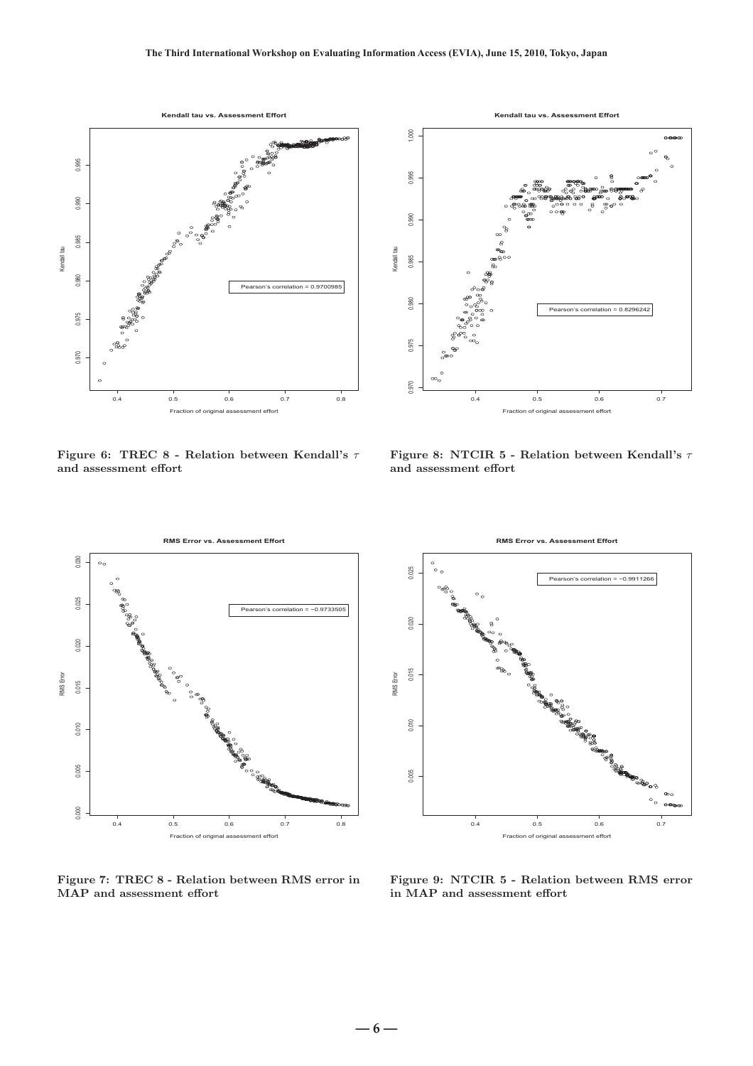Kendall tau vs. Assessment Effort

Kendall tau

Fraction of original assessment effort

Pearson's correlation = 0.9700985

0.970 0.975 0.980 0.985 0.990 0.995

0.4 0.5 0.6 0.7 0.8

**Figure 6: TREC 8 - Relation between Kendall's $\tau$ and assessment effort**

RMS Error vs. Assessment Effort

RMS Error

Fraction of original assessment effort

Pearson's correlation = −0.9733505

0.000 0.005 0.010 0.015 0.020 0.025 0.030

0.4 0.5 0.6 0.7 0.8

**Figure 7: TREC 8 - Relation between RMS error in MAP and assessment effort**

Kendall tau vs. Assessment Effort

Kendall tau

Fraction of original assessment effort

Pearson's correlation = 0.8296242

0.970 0.975 0.980 0.985 0.990 0.995 1.000

0.4 0.5 0.6 0.7

**Figure 8: NTCIR 5 - Relation between Kendall's $\tau$ and assessment effort**

RMS Error vs. Assessment Effort

RMS Error

Fraction of original assessment effort

Pearson's correlation = −0.9911266

0.005 0.010 0.015 0.020 0.025

0.4 0.5 0.6 0.7

**Figure 9: NTCIR 5 - Relation between RMS error in MAP and assessment effort**